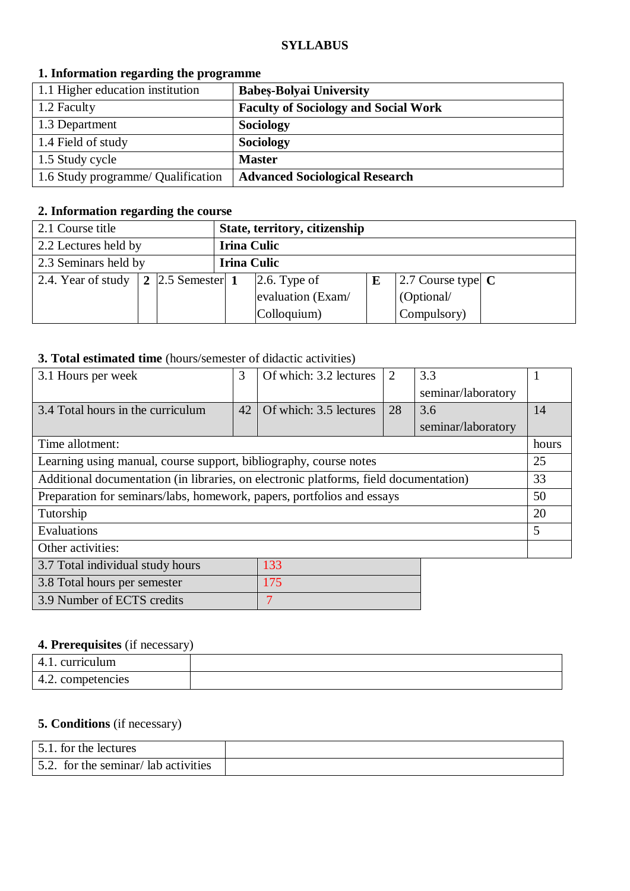# SYLLABUS

## 1. Information regarding the programme

| | |
|---|---|
| 1.1 Higher education institution | **Babeș-Bolyai University** |
| 1.2 Faculty | **Faculty of Sociology and Social Work** |
| 1.3 Department | **Sociology** |
| 1.4 Field of study | **Sociology** |
| 1.5 Study cycle | **Master** |
| 1.6 Study programme/ Qualification | **Advanced Sociological Research** |

## 2. Information regarding the course

| | | | | | | | |
|---|---|---|---|---|---|---|---|
| 2.1 Course title | **State, territory, citizenship** | | | | | | |
| 2.2 Lectures held by | **Irina Culic** | | | | | | |
| 2.3 Seminars held by | **Irina Culic** | | | | | | |
| 2.4. Year of study | **2** | 2.5 Semester | **1** | 2.6. Type of evaluation (Exam/ Colloquium) | **E** | 2.7 Course type (Optional/ Compulsory) | **C** |

## 3. Total estimated time (hours/semester of didactic activities)

| | | | | | |
|---|---|---|---|---|---|
| 3.1 Hours per week | 3 | Of which: 3.2 lectures | 2 | 3.3 seminar/laboratory | 1 |
| 3.4 Total hours in the curriculum | 42 | Of which: 3.5 lectures | 28 | 3.6 seminar/laboratory | 14 |

| Time allotment: | hours |
|---|---|
| Learning using manual, course support, bibliography, course notes | 25 |
| Additional documentation (in libraries, on electronic platforms, field documentation) | 33 |
| Preparation for seminars/labs, homework, papers, portfolios and essays | 50 |
| Tutorship | 20 |
| Evaluations | 5 |
| Other activities: | |

| | |
|---|---|
| 3.7 Total individual study hours | 133 |
| 3.8 Total hours per semester | 175 |
| 3.9 Number of ECTS credits | 7 |

## 4. Prerequisites (if necessary)

| | |
|---|---|
| 4.1. curriculum | |
| 4.2. competencies | |

## 5. Conditions (if necessary)

| | |
|---|---|
| 5.1. for the lectures | |
| 5.2. for the seminar/ lab activities | |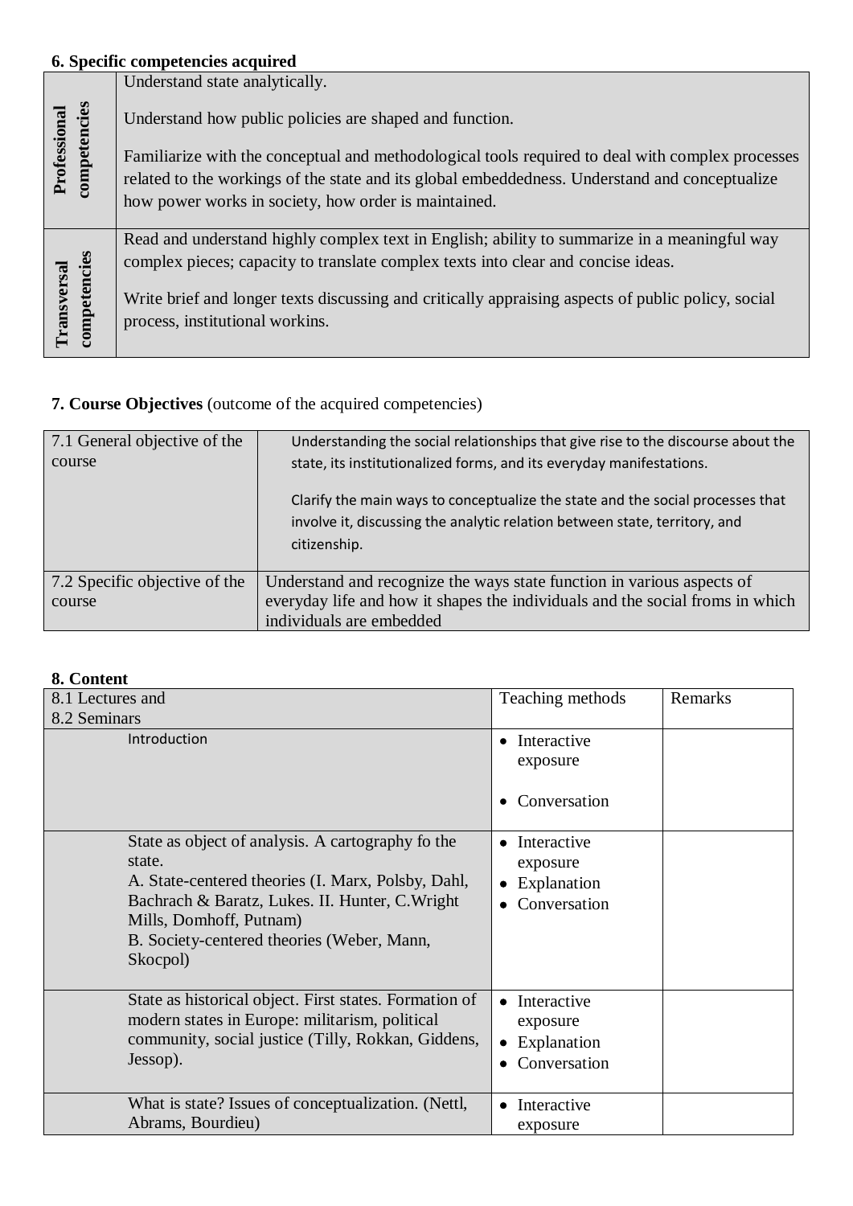**6. Specific competencies acquired**

| | |
|---|---|
| **Professional competencies** | Understand state analytically.<br><br>Understand how public policies are shaped and function.<br><br>Familiarize with the conceptual and methodological tools required to deal with complex processes related to the workings of the state and its global embeddedness. Understand and conceptualize how power works in society, how order is maintained. |
| **Transversal competencies** | Read and understand highly complex text in English; ability to summarize in a meaningful way complex pieces; capacity to translate complex texts into clear and concise ideas.<br><br>Write brief and longer texts discussing and critically appraising aspects of public policy, social process, institutional workins. |

**7. Course Objectives** (outcome of the acquired competencies)

| | |
|---|---|
| 7.1 General objective of the course | Understanding the social relationships that give rise to the discourse about the state, its institutionalized forms, and its everyday manifestations.<br><br>Clarify the main ways to conceptualize the state and the social processes that involve it, discussing the analytic relation between state, territory, and citizenship. |
| 7.2 Specific objective of the course | Understand and recognize the ways state function in various aspects of everyday life and how it shapes the individuals and the social froms in which individuals are embedded |

**8. Content**

| 8.1 Lectures and<br>8.2 Seminars | Teaching methods | Remarks |
|---|---|---|
| Introduction | • Interactive exposure<br>• Conversation | |
| State as object of analysis. A cartography fo the state.<br>A. State-centered theories (I. Marx, Polsby, Dahl, Bachrach & Baratz, Lukes. II. Hunter, C.Wright Mills, Domhoff, Putnam)<br>B. Society-centered theories (Weber, Mann, Skocpol) | • Interactive exposure<br>• Explanation<br>• Conversation | |
| State as historical object. First states. Formation of modern states in Europe: militarism, political community, social justice (Tilly, Rokkan, Giddens, Jessop). | • Interactive exposure<br>• Explanation<br>• Conversation | |
| What is state? Issues of conceptualization. (Nettl, Abrams, Bourdieu) | • Interactive exposure | |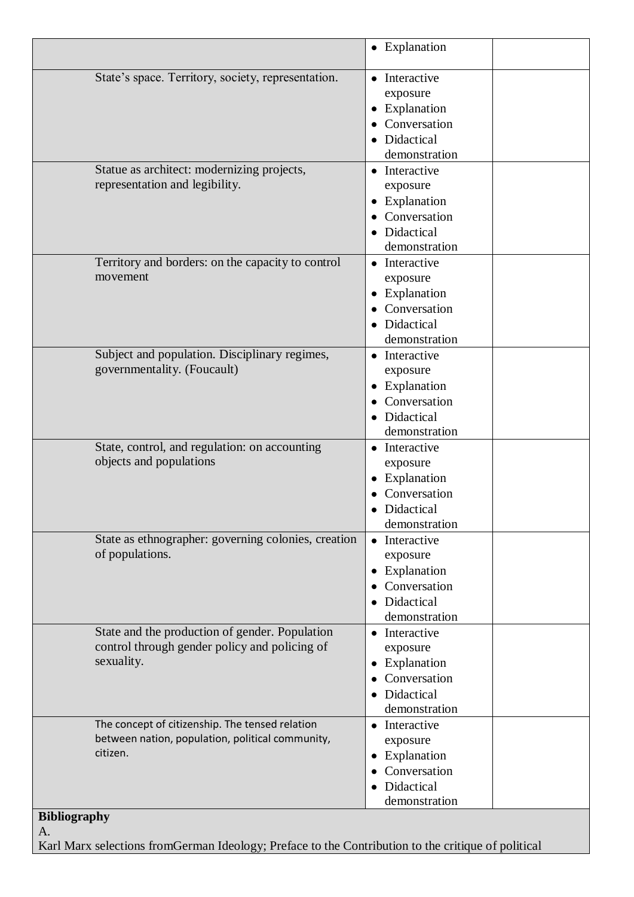| | | |
|---|---|---|
| | • Explanation | |
| State's space. Territory, society, representation. | • Interactive exposure<br>• Explanation<br>• Conversation<br>• Didactical demonstration | |
| Statue as architect: modernizing projects, representation and legibility. | • Interactive exposure<br>• Explanation<br>• Conversation<br>• Didactical demonstration | |
| Territory and borders: on the capacity to control movement | • Interactive exposure<br>• Explanation<br>• Conversation<br>• Didactical demonstration | |
| Subject and population. Disciplinary regimes, governmentality. (Foucault) | • Interactive exposure<br>• Explanation<br>• Conversation<br>• Didactical demonstration | |
| State, control, and regulation: on accounting objects and populations | • Interactive exposure<br>• Explanation<br>• Conversation<br>• Didactical demonstration | |
| State as ethnographer: governing colonies, creation of populations. | • Interactive exposure<br>• Explanation<br>• Conversation<br>• Didactical demonstration | |
| State and the production of gender. Population control through gender policy and policing of sexuality. | • Interactive exposure<br>• Explanation<br>• Conversation<br>• Didactical demonstration | |
| The concept of citizenship. The tensed relation between nation, population, political community, citizen. | • Interactive exposure<br>• Explanation<br>• Conversation<br>• Didactical demonstration | |

**Bibliography**

A.

Karl Marx selections fromGerman Ideology; Preface to the Contribution to the critique of political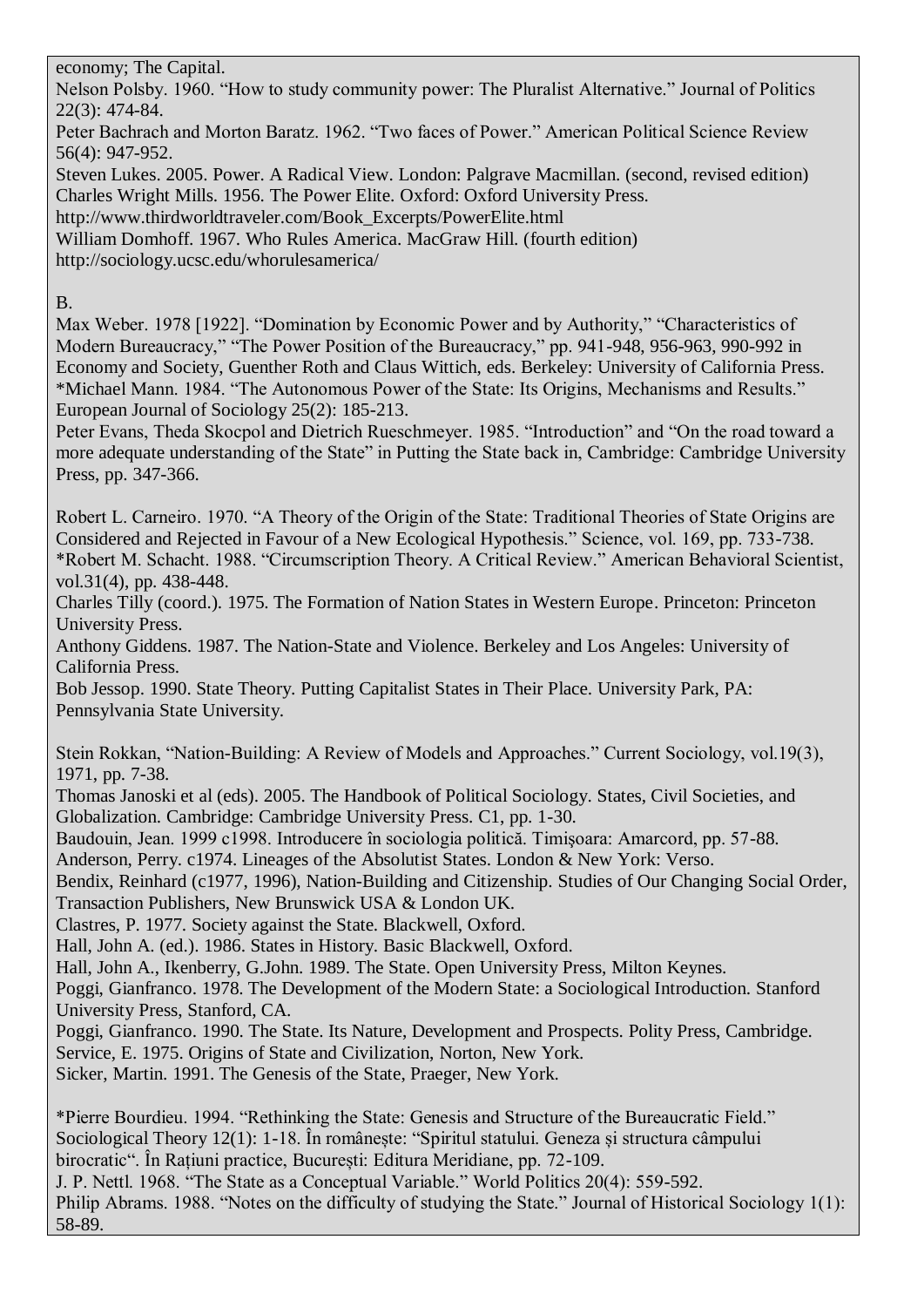economy; The Capital.

Nelson Polsby. 1960. "How to study community power: The Pluralist Alternative." Journal of Politics 22(3): 474-84.

Peter Bachrach and Morton Baratz. 1962. "Two faces of Power." American Political Science Review 56(4): 947-952.

Steven Lukes. 2005. Power. A Radical View. London: Palgrave Macmillan. (second, revised edition)

Charles Wright Mills. 1956. The Power Elite. Oxford: Oxford University Press.
http://www.thirdworldtraveler.com/Book_Excerpts/PowerElite.html

William Domhoff. 1967. Who Rules America. MacGraw Hill. (fourth edition)
http://sociology.ucsc.edu/whorulesamerica/

B.

Max Weber. 1978 [1922]. "Domination by Economic Power and by Authority," "Characteristics of Modern Bureaucracy," "The Power Position of the Bureaucracy," pp. 941-948, 956-963, 990-992 in Economy and Society, Guenther Roth and Claus Wittich, eds. Berkeley: University of California Press.

*Michael Mann. 1984. "The Autonomous Power of the State: Its Origins, Mechanisms and Results." European Journal of Sociology 25(2): 185-213.

Peter Evans, Theda Skocpol and Dietrich Rueschmeyer. 1985. "Introduction" and "On the road toward a more adequate understanding of the State" in Putting the State back in, Cambridge: Cambridge University Press, pp. 347-366.

Robert L. Carneiro. 1970. "A Theory of the Origin of the State: Traditional Theories of State Origins are Considered and Rejected in Favour of a New Ecological Hypothesis." Science, vol. 169, pp. 733-738.

*Robert M. Schacht. 1988. "Circumscription Theory. A Critical Review." American Behavioral Scientist, vol.31(4), pp. 438-448.

Charles Tilly (coord.). 1975. The Formation of Nation States in Western Europe. Princeton: Princeton University Press.

Anthony Giddens. 1987. The Nation-State and Violence. Berkeley and Los Angeles: University of California Press.

Bob Jessop. 1990. State Theory. Putting Capitalist States in Their Place. University Park, PA: Pennsylvania State University.

Stein Rokkan, "Nation-Building: A Review of Models and Approaches." Current Sociology, vol.19(3), 1971, pp. 7-38.

Thomas Janoski et al (eds). 2005. The Handbook of Political Sociology. States, Civil Societies, and Globalization. Cambridge: Cambridge University Press. C1, pp. 1-30.

Baudouin, Jean. 1999 c1998. Introducere în sociologia politică. Timişoara: Amarcord, pp. 57-88.

Anderson, Perry. c1974. Lineages of the Absolutist States. London & New York: Verso.

Bendix, Reinhard (c1977, 1996), Nation-Building and Citizenship. Studies of Our Changing Social Order, Transaction Publishers, New Brunswick USA & London UK.

Clastres, P. 1977. Society against the State. Blackwell, Oxford.

Hall, John A. (ed.). 1986. States in History. Basic Blackwell, Oxford.

Hall, John A., Ikenberry, G.John. 1989. The State. Open University Press, Milton Keynes.

Poggi, Gianfranco. 1978. The Development of the Modern State: a Sociological Introduction. Stanford University Press, Stanford, CA.

Poggi, Gianfranco. 1990. The State. Its Nature, Development and Prospects. Polity Press, Cambridge.

Service, E. 1975. Origins of State and Civilization, Norton, New York.

Sicker, Martin. 1991. The Genesis of the State, Praeger, New York.

*Pierre Bourdieu. 1994. "Rethinking the State: Genesis and Structure of the Bureaucratic Field." Sociological Theory 12(1): 1-18. În românește: "Spiritul statului. Geneza și structura câmpului birocratic". În Rațiuni practice, București: Editura Meridiane, pp. 72-109.

J. P. Nettl. 1968. "The State as a Conceptual Variable." World Politics 20(4): 559-592.

Philip Abrams. 1988. "Notes on the difficulty of studying the State." Journal of Historical Sociology 1(1): 58-89.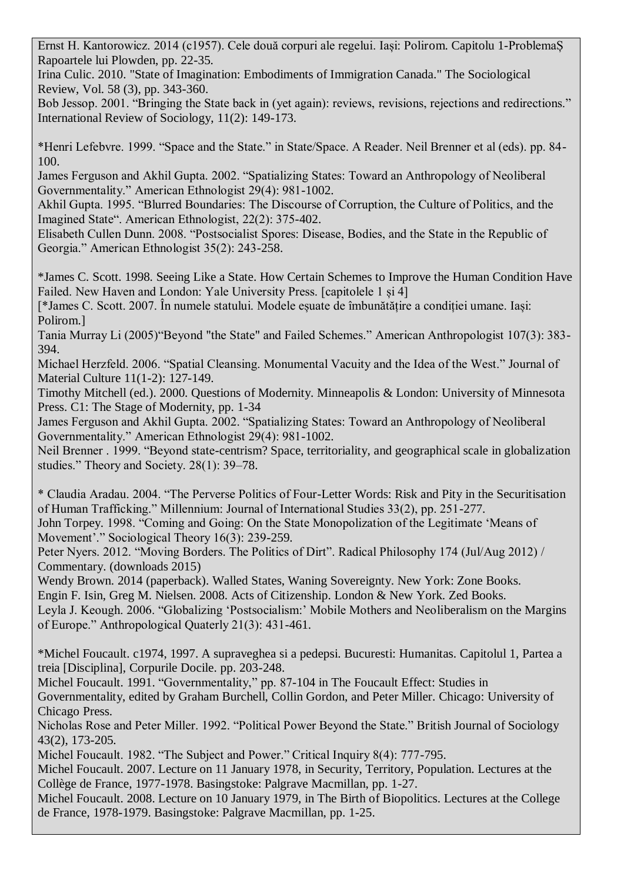Ernst H. Kantorowicz. 2014 (c1957). Cele două corpuri ale regelui. Iași: Polirom. Capitolu 1-ProblemaȘ Rapoartele lui Plowden, pp. 22-35.
Irina Culic. 2010. "State of Imagination: Embodiments of Immigration Canada." The Sociological Review, Vol. 58 (3), pp. 343-360.
Bob Jessop. 2001. "Bringing the State back in (yet again): reviews, revisions, rejections and redirections." International Review of Sociology, 11(2): 149-173.

*Henri Lefebvre. 1999. "Space and the State." in State/Space. A Reader. Neil Brenner et al (eds). pp. 84-100.
James Ferguson and Akhil Gupta. 2002. "Spatializing States: Toward an Anthropology of Neoliberal Governmentality." American Ethnologist 29(4): 981-1002.
Akhil Gupta. 1995. "Blurred Boundaries: The Discourse of Corruption, the Culture of Politics, and the Imagined State". American Ethnologist, 22(2): 375-402.
Elisabeth Cullen Dunn. 2008. "Postsocialist Spores: Disease, Bodies, and the State in the Republic of Georgia." American Ethnologist 35(2): 243-258.

*James C. Scott. 1998. Seeing Like a State. How Certain Schemes to Improve the Human Condition Have Failed. New Haven and London: Yale University Press. [capitolele 1 și 4]
[*James C. Scott. 2007. În numele statului. Modele eșuate de îmbunătățire a condiției umane. Iași: Polirom.]
Tania Murray Li (2005)"Beyond "the State" and Failed Schemes." American Anthropologist 107(3): 383-394.
Michael Herzfeld. 2006. "Spatial Cleansing. Monumental Vacuity and the Idea of the West." Journal of Material Culture 11(1-2): 127-149.
Timothy Mitchell (ed.). 2000. Questions of Modernity. Minneapolis & London: University of Minnesota Press. C1: The Stage of Modernity, pp. 1-34
James Ferguson and Akhil Gupta. 2002. "Spatializing States: Toward an Anthropology of Neoliberal Governmentality." American Ethnologist 29(4): 981-1002.
Neil Brenner . 1999. "Beyond state-centrism? Space, territoriality, and geographical scale in globalization studies." Theory and Society. 28(1): 39–78.

* Claudia Aradau. 2004. "The Perverse Politics of Four-Letter Words: Risk and Pity in the Securitisation of Human Trafficking." Millennium: Journal of International Studies 33(2), pp. 251-277.
John Torpey. 1998. "Coming and Going: On the State Monopolization of the Legitimate 'Means of Movement'." Sociological Theory 16(3): 239-259.
Peter Nyers. 2012. "Moving Borders. The Politics of Dirt". Radical Philosophy 174 (Jul/Aug 2012) / Commentary. (downloads 2015)
Wendy Brown. 2014 (paperback). Walled States, Waning Sovereignty. New York: Zone Books.
Engin F. Isin, Greg M. Nielsen. 2008. Acts of Citizenship. London & New York. Zed Books.
Leyla J. Keough. 2006. "Globalizing 'Postsocialism:' Mobile Mothers and Neoliberalism on the Margins of Europe." Anthropological Quaterly 21(3): 431-461.

*Michel Foucault. c1974, 1997. A supraveghea si a pedepsi. Bucuresti: Humanitas. Capitolul 1, Partea a treia [Disciplina], Corpurile Docile. pp. 203-248.
Michel Foucault. 1991. "Governmentality," pp. 87-104 in The Foucault Effect: Studies in Governmentality, edited by Graham Burchell, Collin Gordon, and Peter Miller. Chicago: University of Chicago Press.
Nicholas Rose and Peter Miller. 1992. "Political Power Beyond the State." British Journal of Sociology 43(2), 173-205.
Michel Foucault. 1982. "The Subject and Power." Critical Inquiry 8(4): 777-795.
Michel Foucault. 2007. Lecture on 11 January 1978, in Security, Territory, Population. Lectures at the Collège de France, 1977-1978. Basingstoke: Palgrave Macmillan, pp. 1-27.
Michel Foucault. 2008. Lecture on 10 January 1979, in The Birth of Biopolitics. Lectures at the College de France, 1978-1979. Basingstoke: Palgrave Macmillan, pp. 1-25.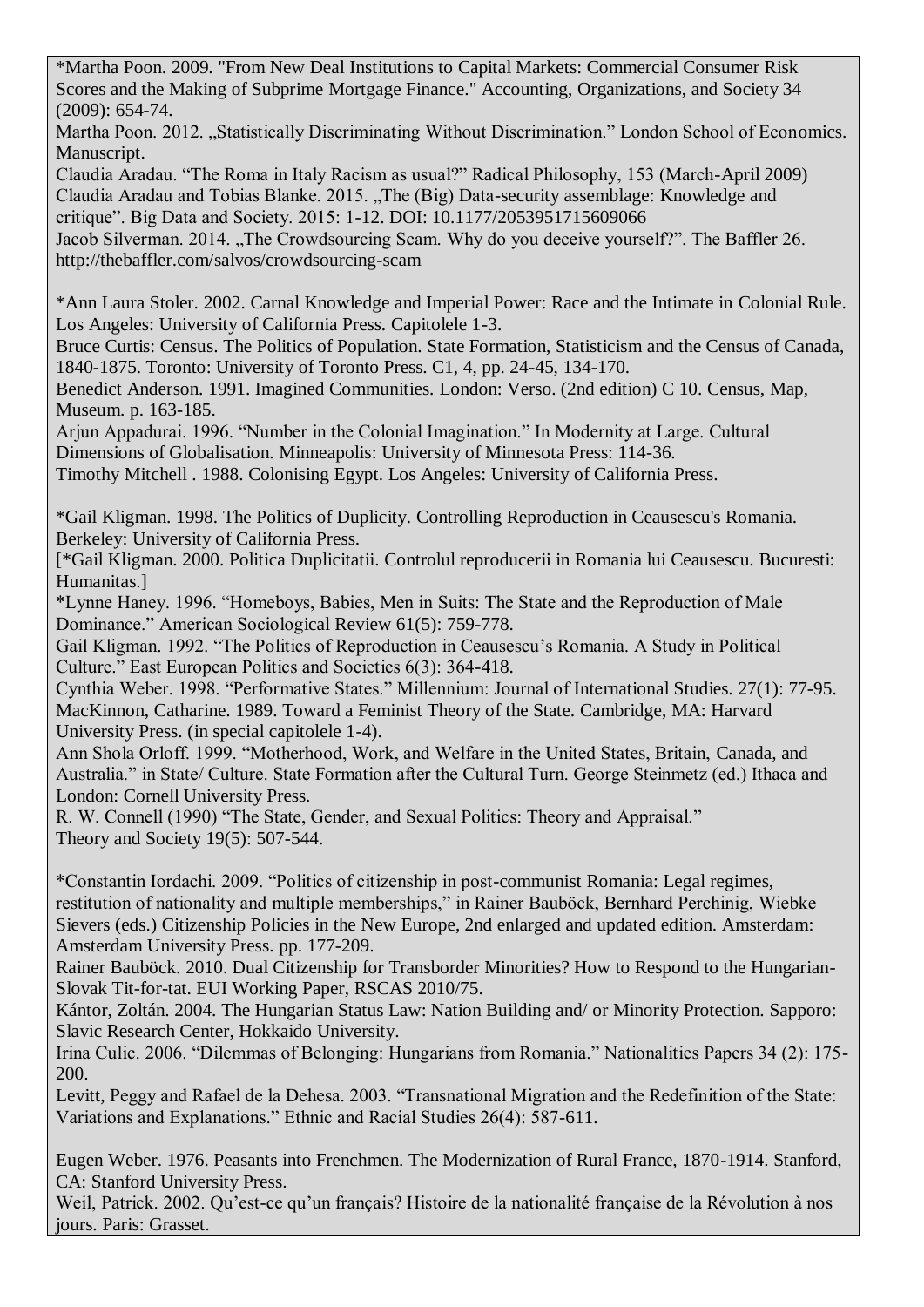*Martha Poon. 2009. "From New Deal Institutions to Capital Markets: Commercial Consumer Risk Scores and the Making of Subprime Mortgage Finance." Accounting, Organizations, and Society 34 (2009): 654-74.

Martha Poon. 2012. „Statistically Discriminating Without Discrimination." London School of Economics. Manuscript.

Claudia Aradau. "The Roma in Italy Racism as usual?" Radical Philosophy, 153 (March-April 2009)

Claudia Aradau and Tobias Blanke. 2015. „The (Big) Data-security assemblage: Knowledge and critique". Big Data and Society. 2015: 1-12. DOI: 10.1177/2053951715609066

Jacob Silverman. 2014. „The Crowdsourcing Scam. Why do you deceive yourself?". The Baffler 26. http://thebaffler.com/salvos/crowdsourcing-scam

*Ann Laura Stoler. 2002. Carnal Knowledge and Imperial Power: Race and the Intimate in Colonial Rule. Los Angeles: University of California Press. Capitolele 1-3.

Bruce Curtis: Census. The Politics of Population. State Formation, Statisticism and the Census of Canada, 1840-1875. Toronto: University of Toronto Press. C1, 4, pp. 24-45, 134-170.

Benedict Anderson. 1991. Imagined Communities. London: Verso. (2nd edition) C 10. Census, Map, Museum. p. 163-185.

Arjun Appadurai. 1996. "Number in the Colonial Imagination." In Modernity at Large. Cultural Dimensions of Globalisation. Minneapolis: University of Minnesota Press: 114-36.

Timothy Mitchell . 1988. Colonising Egypt. Los Angeles: University of California Press.

*Gail Kligman. 1998. The Politics of Duplicity. Controlling Reproduction in Ceausescu's Romania. Berkeley: University of California Press.

[*Gail Kligman. 2000. Politica Duplicitatii. Controlul reproducerii in Romania lui Ceausescu. Bucuresti: Humanitas.]

*Lynne Haney. 1996. "Homeboys, Babies, Men in Suits: The State and the Reproduction of Male Dominance." American Sociological Review 61(5): 759-778.

Gail Kligman. 1992. "The Politics of Reproduction in Ceausescu's Romania. A Study in Political Culture." East European Politics and Societies 6(3): 364-418.

Cynthia Weber. 1998. "Performative States." Millennium: Journal of International Studies. 27(1): 77-95.

MacKinnon, Catharine. 1989. Toward a Feminist Theory of the State. Cambridge, MA: Harvard University Press. (in special capitolele 1-4).

Ann Shola Orloff. 1999. "Motherhood, Work, and Welfare in the United States, Britain, Canada, and Australia." in State/ Culture. State Formation after the Cultural Turn. George Steinmetz (ed.) Ithaca and London: Cornell University Press.

R. W. Connell (1990) "The State, Gender, and Sexual Politics: Theory and Appraisal." Theory and Society 19(5): 507-544.

*Constantin Iordachi. 2009. "Politics of citizenship in post-communist Romania: Legal regimes, restitution of nationality and multiple memberships," in Rainer Bauböck, Bernhard Perchinig, Wiebke Sievers (eds.) Citizenship Policies in the New Europe, 2nd enlarged and updated edition. Amsterdam: Amsterdam University Press. pp. 177-209.

Rainer Bauböck. 2010. Dual Citizenship for Transborder Minorities? How to Respond to the Hungarian-Slovak Tit-for-tat. EUI Working Paper, RSCAS 2010/75.

Kántor, Zoltán. 2004. The Hungarian Status Law: Nation Building and/ or Minority Protection. Sapporo: Slavic Research Center, Hokkaido University.

Irina Culic. 2006. "Dilemmas of Belonging: Hungarians from Romania." Nationalities Papers 34 (2): 175-200.

Levitt, Peggy and Rafael de la Dehesa. 2003. "Transnational Migration and the Redefinition of the State: Variations and Explanations." Ethnic and Racial Studies 26(4): 587-611.

Eugen Weber. 1976. Peasants into Frenchmen. The Modernization of Rural France, 1870-1914. Stanford, CA: Stanford University Press.

Weil, Patrick. 2002. Qu'est-ce qu'un français? Histoire de la nationalité française de la Révolution à nos jours. Paris: Grasset.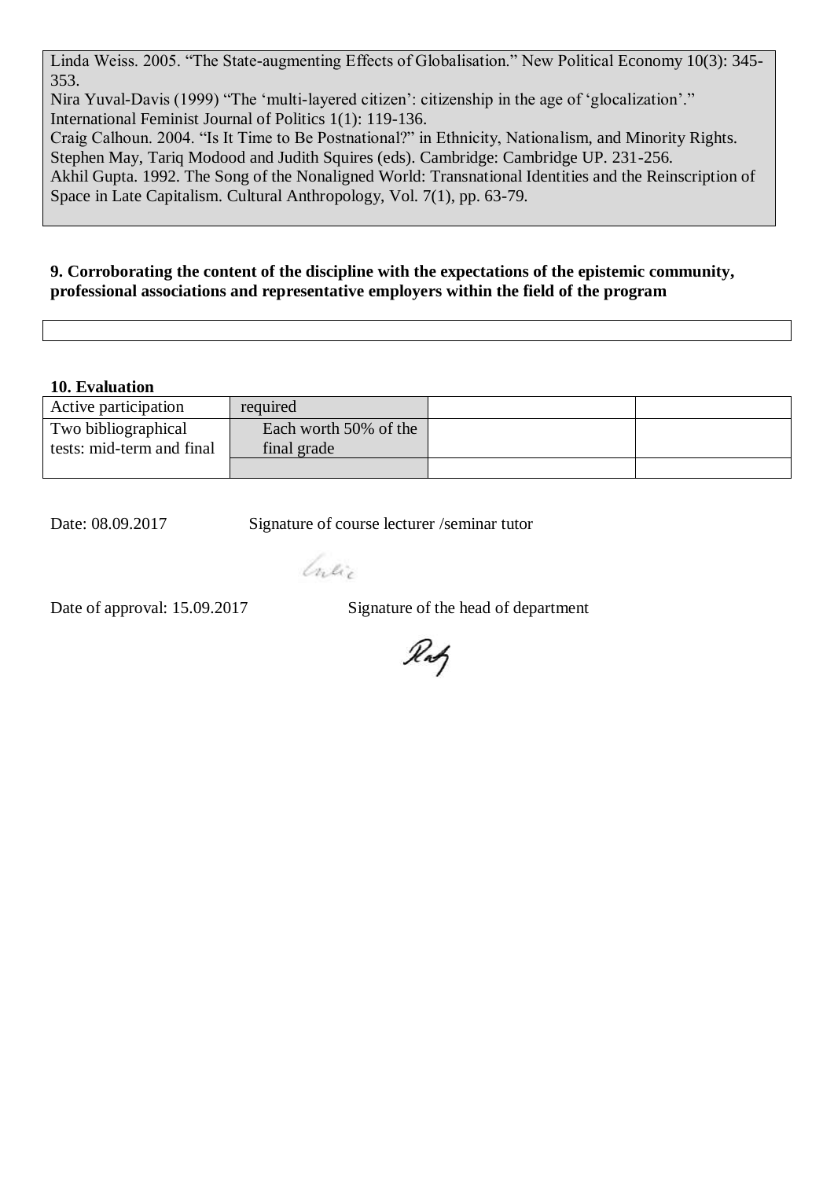Linda Weiss. 2005. "The State-augmenting Effects of Globalisation." New Political Economy 10(3): 345-353.
Nira Yuval-Davis (1999) "The 'multi-layered citizen': citizenship in the age of 'glocalization'." International Feminist Journal of Politics 1(1): 119-136.
Craig Calhoun. 2004. "Is It Time to Be Postnational?" in Ethnicity, Nationalism, and Minority Rights. Stephen May, Tariq Modood and Judith Squires (eds). Cambridge: Cambridge UP. 231-256.
Akhil Gupta. 1992. The Song of the Nonaligned World: Transnational Identities and the Reinscription of Space in Late Capitalism. Cultural Anthropology, Vol. 7(1), pp. 63-79.

**9. Corroborating the content of the discipline with the expectations of the epistemic community, professional associations and representative employers within the field of the program**

**10. Evaluation**

| | | | |
|---|---|---|---|
| Active participation | required | | |
| Two bibliographical tests: mid-term and final | Each worth 50% of the final grade | | |
| | | | |

Date: 08.09.2017 Signature of course lecturer /seminar tutor

Date of approval: 15.09.2017 Signature of the head of department